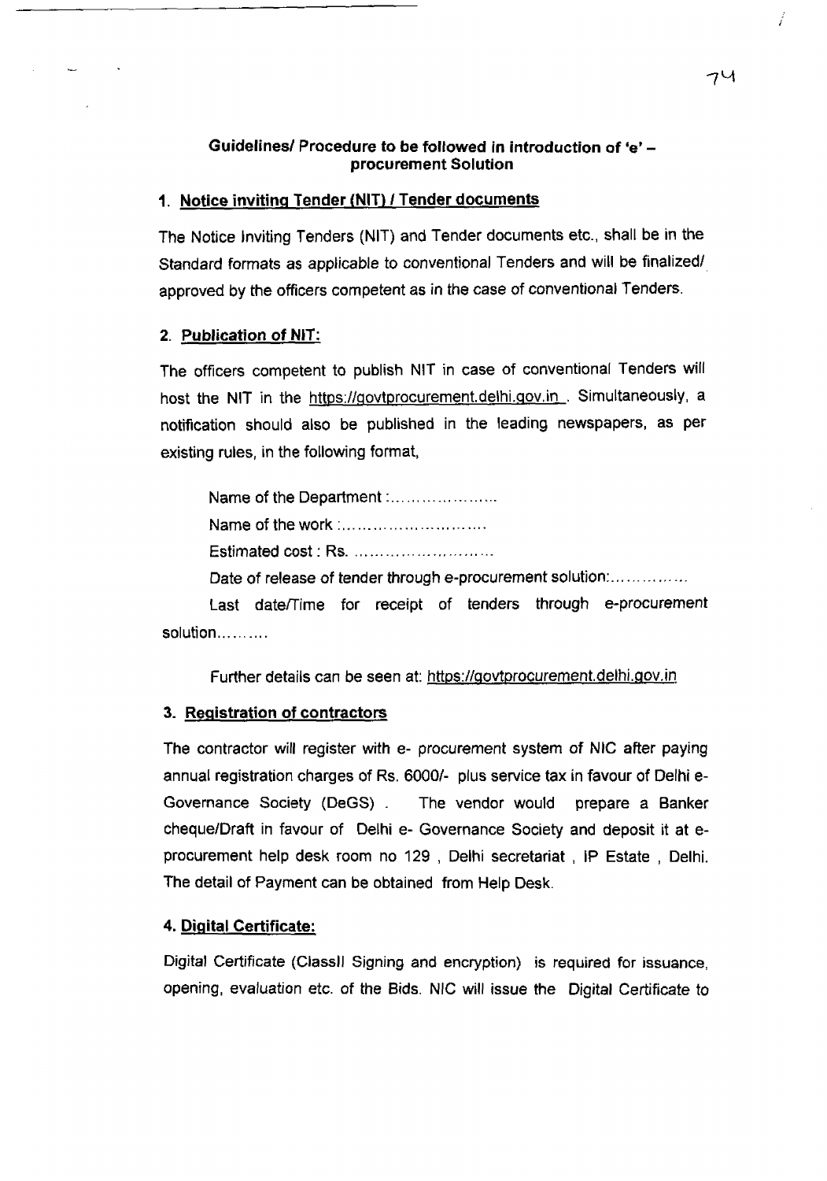## Guidelines/ Procedure to be followed in introduction of 'e' – procurement Solution

### 1. Notice inviting Tender (NIT) / Tender documents

The Notice Inviting Tenders (NIT) and Tender documents etc., shall be in the Standard formats as applicable to conventional Tenders and will be finalized/ approved by the officers competent as in the case of conventional Tenders.

### 2. Publication of NIT:

The officers competent to publish NIT in case of conventional Tenders will host the NIT in the https://govtprocurement.delhi.gov.in . Simultaneously, a notification should also be published in the leading newspapers, as per existing rules, in the following format,

Name of the Department :....................

Name of the work :...........................

Estimated cost : Rs. ..........................

Date of release of tender through e-procurement solution:...............

Last date/Time for receipt of tenders through e-procurement solution..........

Further details can be seen at: https://govtprocurement.delhi.gov.in

### 3. Registration of contractors

The contractor will register with e- procurement system of NIC after paying annual registration charges of Rs. 6000/- plus service tax in favour of Delhi e-Governance Society (DeGS) . The vendor would prepare a Banker cheque/Draft in favour of Delhi e- Governance Society and deposit it at e-procurement help desk room no 129 , Delhi secretariat , IP Estate , Delhi. The detail of Payment can be obtained from Help Desk.

### 4. Digital Certificate:

Digital Certificate (ClassII Signing and encryption) is required for issuance, opening, evaluation etc. of the Bids. NIC will issue the Digital Certificate to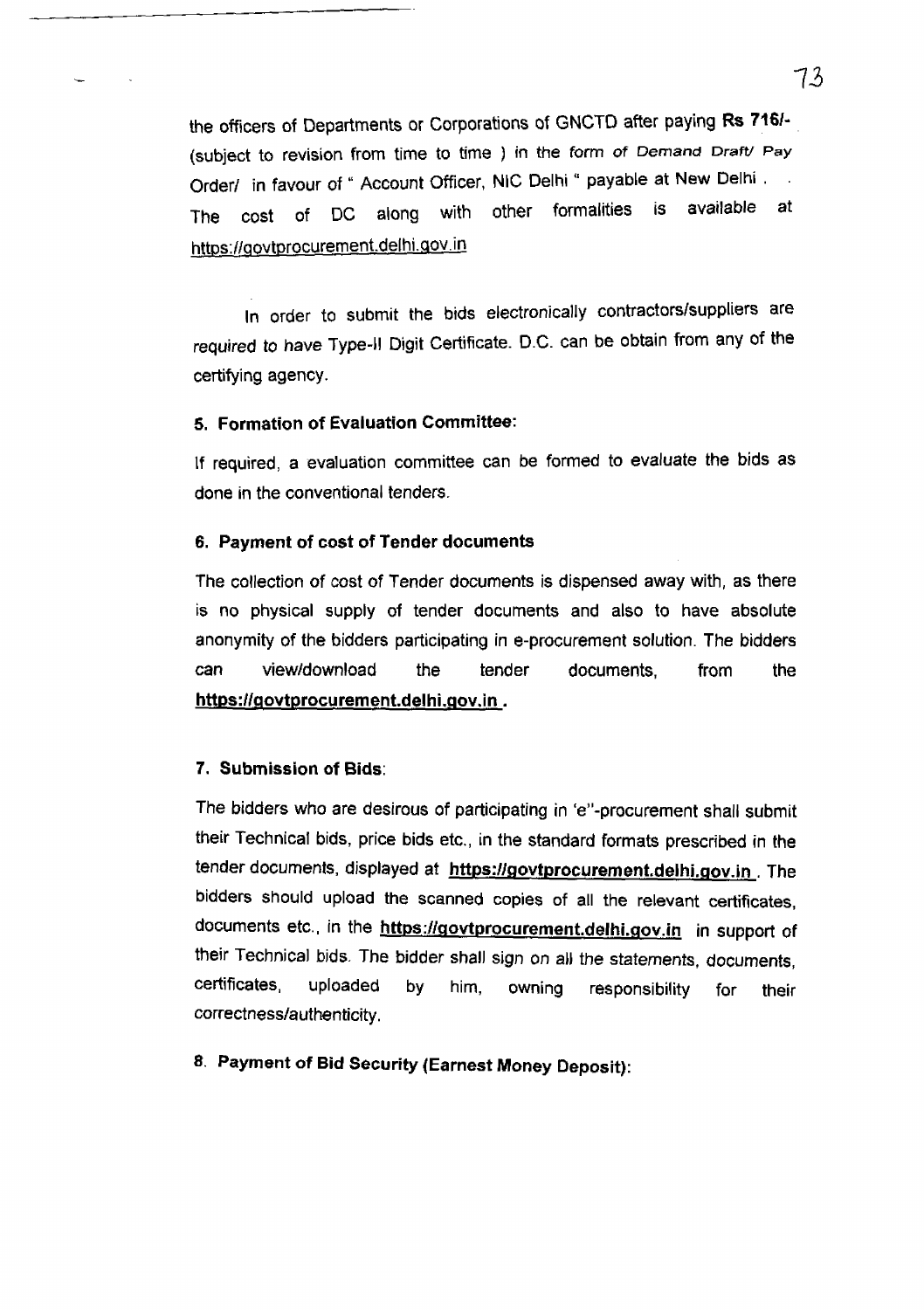the officers of Departments or Corporations of GNCTD after paying **Rs 716/-** (subject to revision from time to time ) in the form of Demand Draft/ Pay Order/ in favour of " Account Officer, NIC Delhi " payable at New Delhi . The cost of DC along with other formalities is available at https://govtprocurement.delhi.gov.in

In order to submit the bids electronically contractors/suppliers are required to have Type-II Digit Certificate. D.C. can be obtain from any of the certifying agency.

**5. Formation of Evaluation Committee:**

If required, a evaluation committee can be formed to evaluate the bids as done in the conventional tenders.

**6. Payment of cost of Tender documents**

The collection of cost of Tender documents is dispensed away with, as there is no physical supply of tender documents and also to have absolute anonymity of the bidders participating in e-procurement solution. The bidders can view/download the tender documents, from the **https://govtprocurement.delhi.gov.in .**

**7. Submission of Bids:**

The bidders who are desirous of participating in 'e"-procurement shall submit their Technical bids, price bids etc., in the standard formats prescribed in the tender documents, displayed at **https://govtprocurement.delhi.gov.in** . The bidders should upload the scanned copies of all the relevant certificates, documents etc., in the **https://govtprocurement.delhi.gov.in** in support of their Technical bids. The bidder shall sign on all the statements, documents, certificates, uploaded by him, owning responsibility for their correctness/authenticity.

**8. Payment of Bid Security (Earnest Money Deposit):**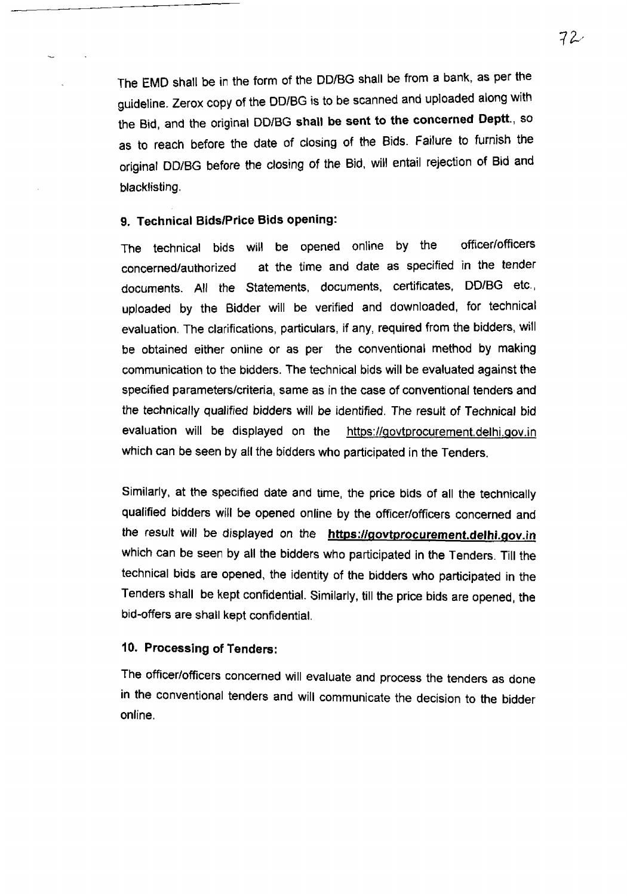The EMD shall be in the form of the DD/BG shall be from a bank, as per the guideline. Zerox copy of the DD/BG is to be scanned and uploaded along with the Bid, and the original DD/BG **shall be sent to the concerned Deptt.**, so as to reach before the date of closing of the Bids. Failure to furnish the original DD/BG before the closing of the Bid, will entail rejection of Bid and blacklisting.

### 9. Technical Bids/Price Bids opening:

The technical bids will be opened online by the officer/officers concerned/authorized at the time and date as specified in the tender documents. All the Statements, documents, certificates, DD/BG etc., uploaded by the Bidder will be verified and downloaded, for technical evaluation. The clarifications, particulars, if any, required from the bidders, will be obtained either online or as per the conventional method by making communication to the bidders. The technical bids will be evaluated against the specified parameters/criteria, same as in the case of conventional tenders and the technically qualified bidders will be identified. The result of Technical bid evaluation will be displayed on the https://govtprocurement.delhi.gov.in which can be seen by all the bidders who participated in the Tenders.

Similarly, at the specified date and time, the price bids of all the technically qualified bidders will be opened online by the officer/officers concerned and the result will be displayed on the **https://govtprocurement.delhi.gov.in** which can be seen by all the bidders who participated in the Tenders. Till the technical bids are opened, the identity of the bidders who participated in the Tenders shall be kept confidential. Similarly, till the price bids are opened, the bid-offers are shall kept confidential.

### 10. Processing of Tenders:

The officer/officers concerned will evaluate and process the tenders as done in the conventional tenders and will communicate the decision to the bidder online.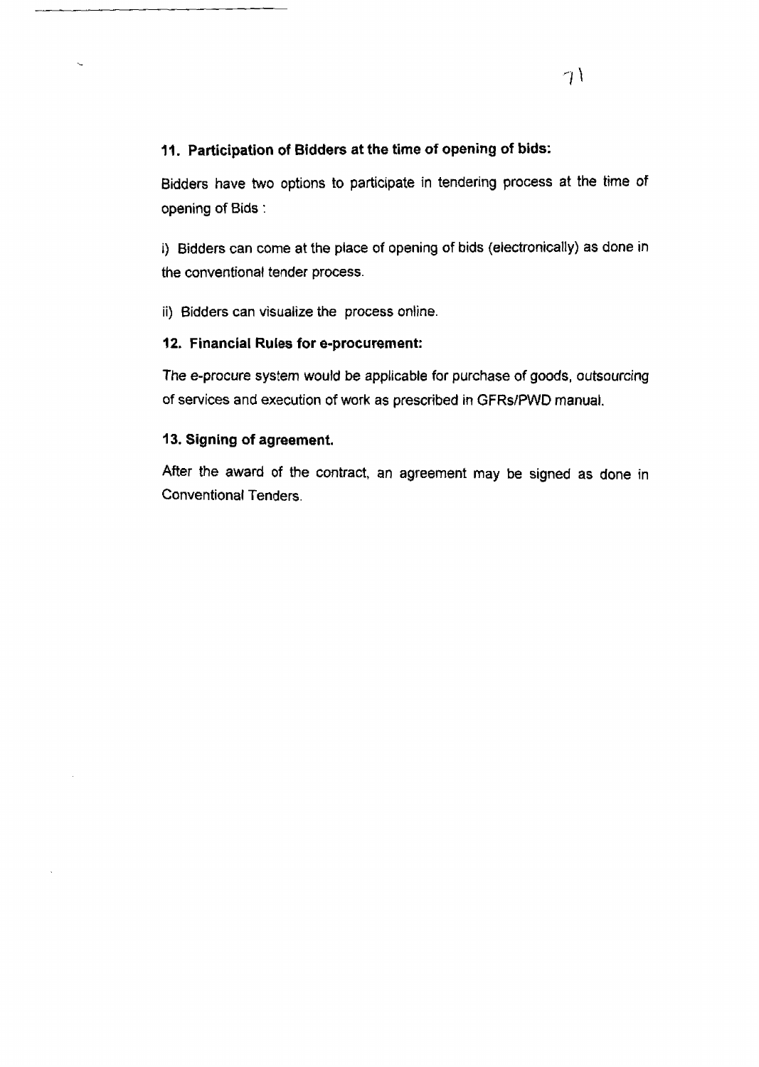### 11. Participation of Bidders at the time of opening of bids:

Bidders have two options to participate in tendering process at the time of opening of Bids :

i) Bidders can come at the place of opening of bids (electronically) as done in the conventional tender process.

ii) Bidders can visualize the process online.

### 12. Financial Rules for e-procurement:

The e-procure system would be applicable for purchase of goods, outsourcing of services and execution of work as prescribed in GFRs/PWD manual.

### 13. Signing of agreement.

After the award of the contract, an agreement may be signed as done in Conventional Tenders.